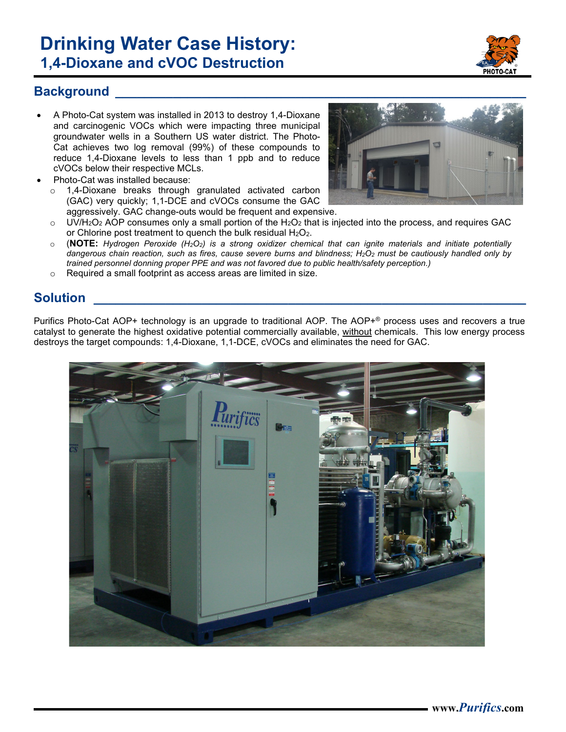# Drinking Water Case History:
## 1,4-Dioxane and cVOC Destruction

## Background

- A Photo-Cat system was installed in 2013 to destroy 1,4-Dioxane and carcinogenic VOCs which were impacting three municipal groundwater wells in a Southern US water district. The Photo-Cat achieves two log removal (99%) of these compounds to reduce 1,4-Dioxane levels to less than 1 ppb and to reduce cVOCs below their respective MCLs.
- Photo-Cat was installed because:
  - 1,4-Dioxane breaks through granulated activated carbon (GAC) very quickly; 1,1-DCE and cVOCs consume the GAC aggressively. GAC change-outs would be frequent and expensive.
  - UV/$H_2O_2$ AOP consumes only a small portion of the $H_2O_2$ that is injected into the process, and requires GAC or Chlorine post treatment to quench the bulk residual $H_2O_2$.
  - (**NOTE:** *Hydrogen Peroxide ($H_2O_2$) is a strong oxidizer chemical that can ignite materials and initiate potentially dangerous chain reaction, such as fires, cause severe burns and blindness; $H_2O_2$ must be cautiously handled only by trained personnel donning proper PPE and was not favored due to public health/safety perception.)*
  - Required a small footprint as access areas are limited in size.

## Solution

Purifics Photo-Cat AOP+ technology is an upgrade to traditional AOP. The AOP+® process uses and recovers a true catalyst to generate the highest oxidative potential commercially available, without chemicals. This low energy process destroys the target compounds: 1,4-Dioxane, 1,1-DCE, cVOCs and eliminates the need for GAC.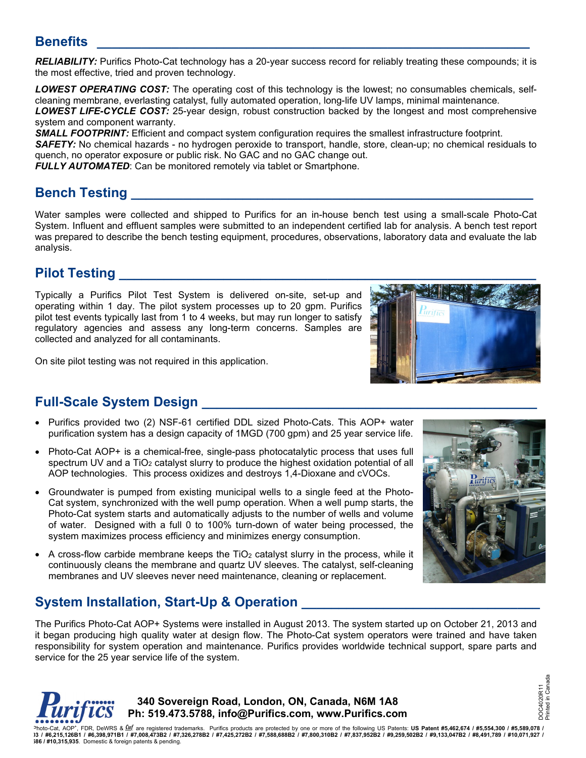## Benefits

***RELIABILITY:*** Purifics Photo-Cat technology has a 20-year success record for reliably treating these compounds; it is the most effective, tried and proven technology.

***LOWEST OPERATING COST:*** The operating cost of this technology is the lowest; no consumables chemicals, self-cleaning membrane, everlasting catalyst, fully automated operation, long-life UV lamps, minimal maintenance.

***LOWEST LIFE-CYCLE COST:*** 25-year design, robust construction backed by the longest and most comprehensive system and component warranty.

***SMALL FOOTPRINT:*** Efficient and compact system configuration requires the smallest infrastructure footprint.

***SAFETY:*** No chemical hazards - no hydrogen peroxide to transport, handle, store, clean-up; no chemical residuals to quench, no operator exposure or public risk. No GAC and no GAC change out.

***FULLY AUTOMATED***: Can be monitored remotely via tablet or Smartphone.

## Bench Testing

Water samples were collected and shipped to Purifics for an in-house bench test using a small-scale Photo-Cat System. Influent and effluent samples were submitted to an independent certified lab for analysis. A bench test report was prepared to describe the bench testing equipment, procedures, observations, laboratory data and evaluate the lab analysis.

## Pilot Testing

Typically a Purifics Pilot Test System is delivered on-site, set-up and operating within 1 day. The pilot system processes up to 20 gpm. Purifics pilot test events typically last from 1 to 4 weeks, but may run longer to satisfy regulatory agencies and assess any long-term concerns. Samples are collected and analyzed for all contaminants.

On site pilot testing was not required in this application.

## Full-Scale System Design

- Purifics provided two (2) NSF-61 certified DDL sized Photo-Cats. This AOP+ water purification system has a design capacity of 1MGD (700 gpm) and 25 year service life.
- Photo-Cat AOP+ is a chemical-free, single-pass photocatalytic process that uses full spectrum UV and a $TiO_2$ catalyst slurry to produce the highest oxidation potential of all AOP technologies. This process oxidizes and destroys 1,4-Dioxane and cVOCs.
- Groundwater is pumped from existing municipal wells to a single feed at the Photo-Cat system, synchronized with the well pump operation. When a well pump starts, the Photo-Cat system starts and automatically adjusts to the number of wells and volume of water. Designed with a full 0 to 100% turn-down of water being processed, the system maximizes process efficiency and minimizes energy consumption.
- A cross-flow carbide membrane keeps the $TiO_2$ catalyst slurry in the process, while it continuously cleans the membrane and quartz UV sleeves. The catalyst, self-cleaning membranes and UV sleeves never need maintenance, cleaning or replacement.

## System Installation, Start-Up & Operation

The Purifics Photo-Cat AOP+ Systems were installed in August 2013. The system started up on October 21, 2013 and it began producing high quality water at design flow. The Photo-Cat system operators were trained and have taken responsibility for system operation and maintenance. Purifics provides worldwide technical support, spare parts and service for the 25 year service life of the system.

**340 Sovereign Road, London, ON, Canada, N6M 1A8**
**Ph: 519.473.5788, info@Purifics.com, www.Purifics.com**

DOC4020R11
Printed in Canada

Photo-Cat, AOP+, FDR, DeWRS & Cat are registered trademarks. Purifics products are protected by one or more of the following US Patents: **US Patent #5,462,674 / #5,554,300 / #5,589,078 / 93 / #6,215,126B1 / #6,398,971B1 / #7,008,473B2 / #7,326,278B2 / #7,425,272B2 / #7,588,688B2 / #7,800,310B2 / #7,837,952B2 / #9,259,502B2 / #9,133,047B2 / #8,491,789 / #10,071,927 / 586 / #10,315,935**. Domestic & foreign patents & pending.